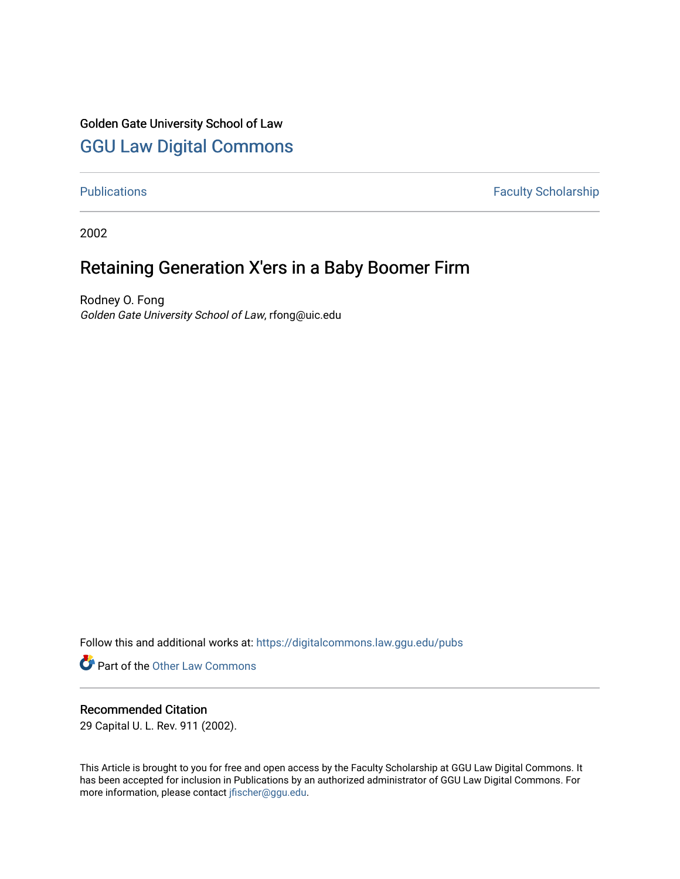Golden Gate University School of Law

# GGU Law Digital Commons

Publications | Faculty Scholarship

2002

## Retaining Generation X'ers in a Baby Boomer Firm

Rodney O. Fong
*Golden Gate University School of Law*, rfong@uic.edu

Follow this and additional works at: https://digitalcommons.law.ggu.edu/pubs

Part of the Other Law Commons

### Recommended Citation

29 Capital U. L. Rev. 911 (2002).

This Article is brought to you for free and open access by the Faculty Scholarship at GGU Law Digital Commons. It has been accepted for inclusion in Publications by an authorized administrator of GGU Law Digital Commons. For more information, please contact jfischer@ggu.edu.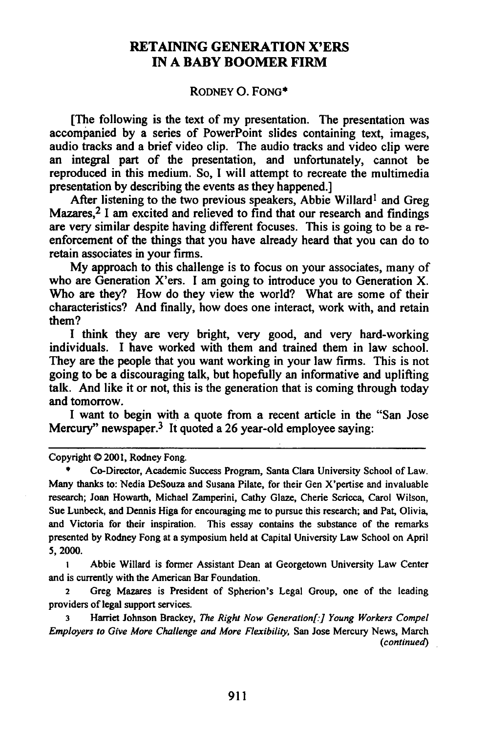# RETAINING GENERATION X'ERS IN A BABY BOOMER FIRM

RODNEY O. FONG*

[The following is the text of my presentation. The presentation was accompanied by a series of PowerPoint slides containing text, images, audio tracks and a brief video clip. The audio tracks and video clip were an integral part of the presentation, and unfortunately, cannot be reproduced in this medium. So, I will attempt to recreate the multimedia presentation by describing the events as they happened.]

After listening to the two previous speakers, Abbie Willard[1] and Greg Mazares,[2] I am excited and relieved to find that our research and findings are very similar despite having different focuses. This is going to be a re-enforcement of the things that you have already heard that you can do to retain associates in your firms.

My approach to this challenge is to focus on your associates, many of who are Generation X'ers. I am going to introduce you to Generation X. Who are they? How do they view the world? What are some of their characteristics? And finally, how does one interact, work with, and retain them?

I think they are very bright, very good, and very hard-working individuals. I have worked with them and trained them in law school. They are the people that you want working in your law firms. This is not going to be a discouraging talk, but hopefully an informative and uplifting talk. And like it or not, this is the generation that is coming through today and tomorrow.

I want to begin with a quote from a recent article in the "San Jose Mercury" newspaper.[3] It quoted a 26 year-old employee saying:

---

Copyright © 2001, Rodney Fong.

\* Co-Director, Academic Success Program, Santa Clara University School of Law. Many thanks to: Nedia DeSouza and Susana Pilate, for their Gen X'pertise and invaluable research; Joan Howarth, Michael Zamperini, Cathy Glaze, Cherie Scricca, Carol Wilson, Sue Lunbeck, and Dennis Higa for encouraging me to pursue this research; and Pat, Olivia, and Victoria for their inspiration. This essay contains the substance of the remarks presented by Rodney Fong at a symposium held at Capital University Law School on April 5, 2000.

1 Abbie Willard is former Assistant Dean at Georgetown University Law Center and is currently with the American Bar Foundation.

2 Greg Mazares is President of Spherion's Legal Group, one of the leading providers of legal support services.

3 Harriet Johnson Brackey, *The Right Now Generation[:] Young Workers Compel Employers to Give More Challenge and More Flexibility*, San Jose Mercury News, March *(continued)*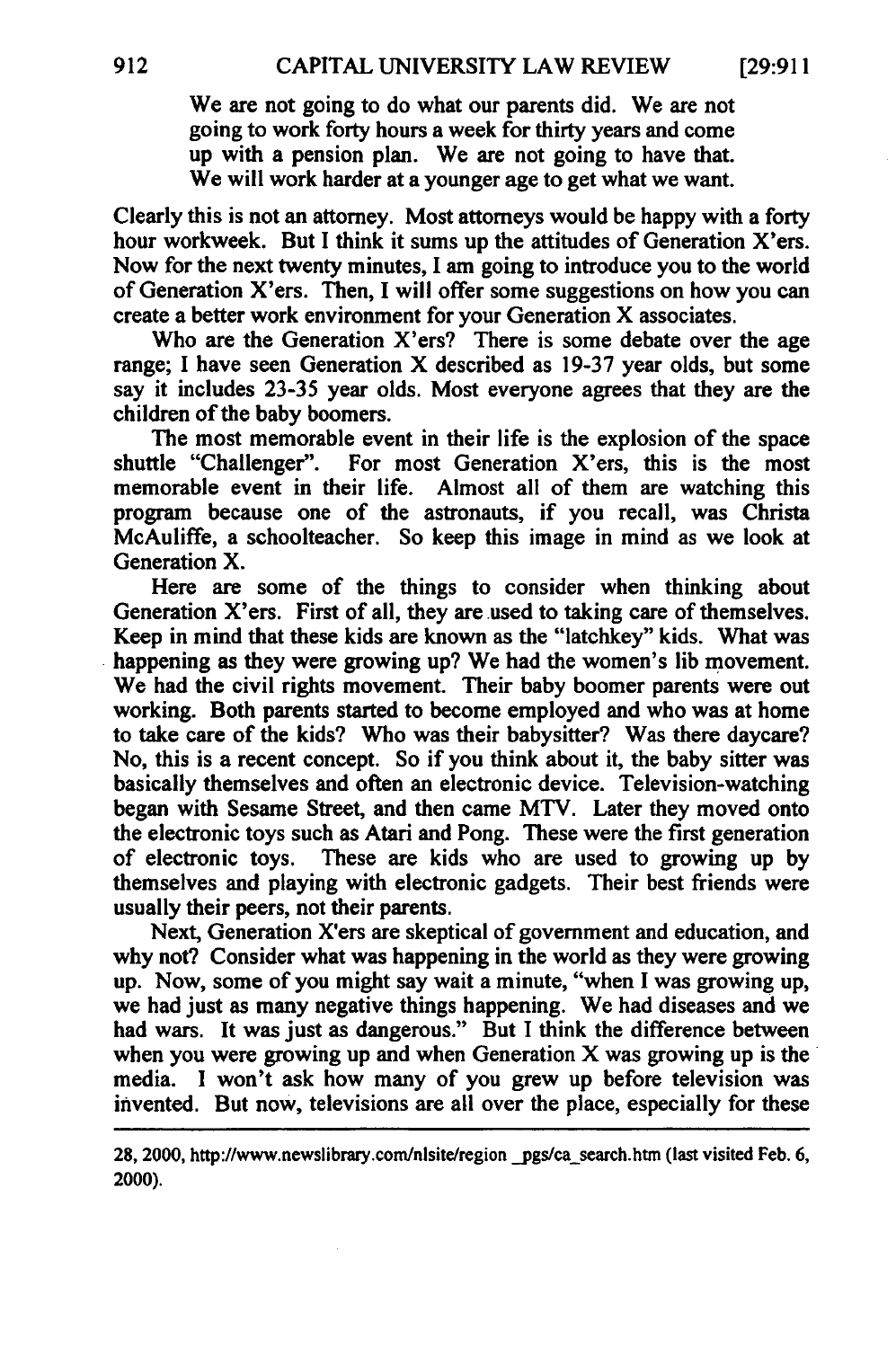> We are not going to do what our parents did. We are not going to work forty hours a week for thirty years and come up with a pension plan. We are not going to have that. We will work harder at a younger age to get what we want.

Clearly this is not an attorney. Most attorneys would be happy with a forty hour workweek. But I think it sums up the attitudes of Generation X'ers. Now for the next twenty minutes, I am going to introduce you to the world of Generation X'ers. Then, I will offer some suggestions on how you can create a better work environment for your Generation X associates.

Who are the Generation X'ers? There is some debate over the age range; I have seen Generation X described as 19-37 year olds, but some say it includes 23-35 year olds. Most everyone agrees that they are the children of the baby boomers.

The most memorable event in their life is the explosion of the space shuttle "Challenger". For most Generation X'ers, this is the most memorable event in their life. Almost all of them are watching this program because one of the astronauts, if you recall, was Christa McAuliffe, a schoolteacher. So keep this image in mind as we look at Generation X.

Here are some of the things to consider when thinking about Generation X'ers. First of all, they are used to taking care of themselves. Keep in mind that these kids are known as the "latchkey" kids. What was happening as they were growing up? We had the women's lib movement. We had the civil rights movement. Their baby boomer parents were out working. Both parents started to become employed and who was at home to take care of the kids? Who was their babysitter? Was there daycare? No, this is a recent concept. So if you think about it, the baby sitter was basically themselves and often an electronic device. Television-watching began with Sesame Street, and then came MTV. Later they moved onto the electronic toys such as Atari and Pong. These were the first generation of electronic toys. These are kids who are used to growing up by themselves and playing with electronic gadgets. Their best friends were usually their peers, not their parents.

Next, Generation X'ers are skeptical of government and education, and why not? Consider what was happening in the world as they were growing up. Now, some of you might say wait a minute, "when I was growing up, we had just as many negative things happening. We had diseases and we had wars. It was just as dangerous." But I think the difference between when you were growing up and when Generation X was growing up is the media. I won't ask how many of you grew up before television was invented. But now, televisions are all over the place, especially for these

---

28, 2000, http://www.newslibrary.com/nlsite/region_pgs/ca_search.htm (last visited Feb. 6, 2000).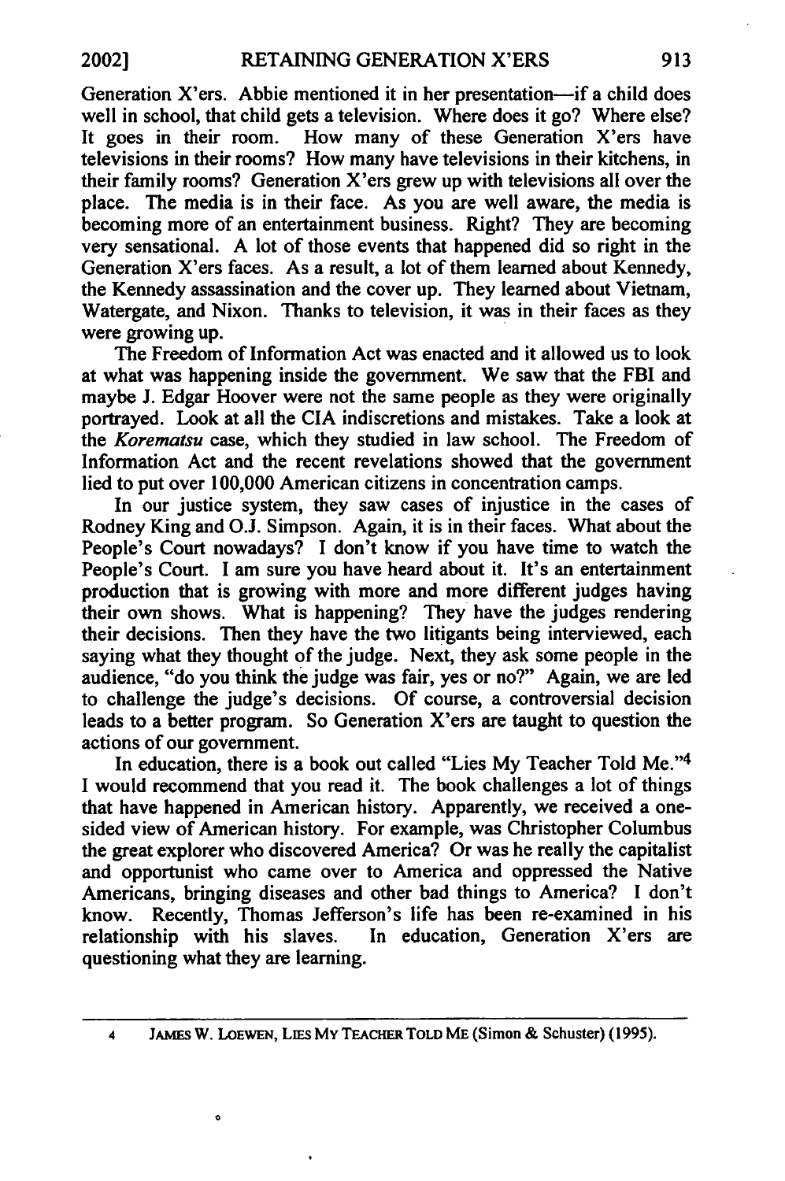Generation X'ers. Abbie mentioned it in her presentation—if a child does well in school, that child gets a television. Where does it go? Where else? It goes in their room. How many of these Generation X'ers have televisions in their rooms? How many have televisions in their kitchens, in their family rooms? Generation X'ers grew up with televisions all over the place. The media is in their face. As you are well aware, the media is becoming more of an entertainment business. Right? They are becoming very sensational. A lot of those events that happened did so right in the Generation X'ers faces. As a result, a lot of them learned about Kennedy, the Kennedy assassination and the cover up. They learned about Vietnam, Watergate, and Nixon. Thanks to television, it was in their faces as they were growing up.

The Freedom of Information Act was enacted and it allowed us to look at what was happening inside the government. We saw that the FBI and maybe J. Edgar Hoover were not the same people as they were originally portrayed. Look at all the CIA indiscretions and mistakes. Take a look at the *Korematsu* case, which they studied in law school. The Freedom of Information Act and the recent revelations showed that the government lied to put over 100,000 American citizens in concentration camps.

In our justice system, they saw cases of injustice in the cases of Rodney King and O.J. Simpson. Again, it is in their faces. What about the People's Court nowadays? I don't know if you have time to watch the People's Court. I am sure you have heard about it. It's an entertainment production that is growing with more and more different judges having their own shows. What is happening? They have the judges rendering their decisions. Then they have the two litigants being interviewed, each saying what they thought of the judge. Next, they ask some people in the audience, "do you think the judge was fair, yes or no?" Again, we are led to challenge the judge's decisions. Of course, a controversial decision leads to a better program. So Generation X'ers are taught to question the actions of our government.

In education, there is a book out called "Lies My Teacher Told Me."[4] I would recommend that you read it. The book challenges a lot of things that have happened in American history. Apparently, we received a one-sided view of American history. For example, was Christopher Columbus the great explorer who discovered America? Or was he really the capitalist and opportunist who came over to America and oppressed the Native Americans, bringing diseases and other bad things to America? I don't know. Recently, Thomas Jefferson's life has been re-examined in his relationship with his slaves. In education, Generation X'ers are questioning what they are learning.

---

4 JAMES W. LOEWEN, LIES MY TEACHER TOLD ME (Simon & Schuster) (1995).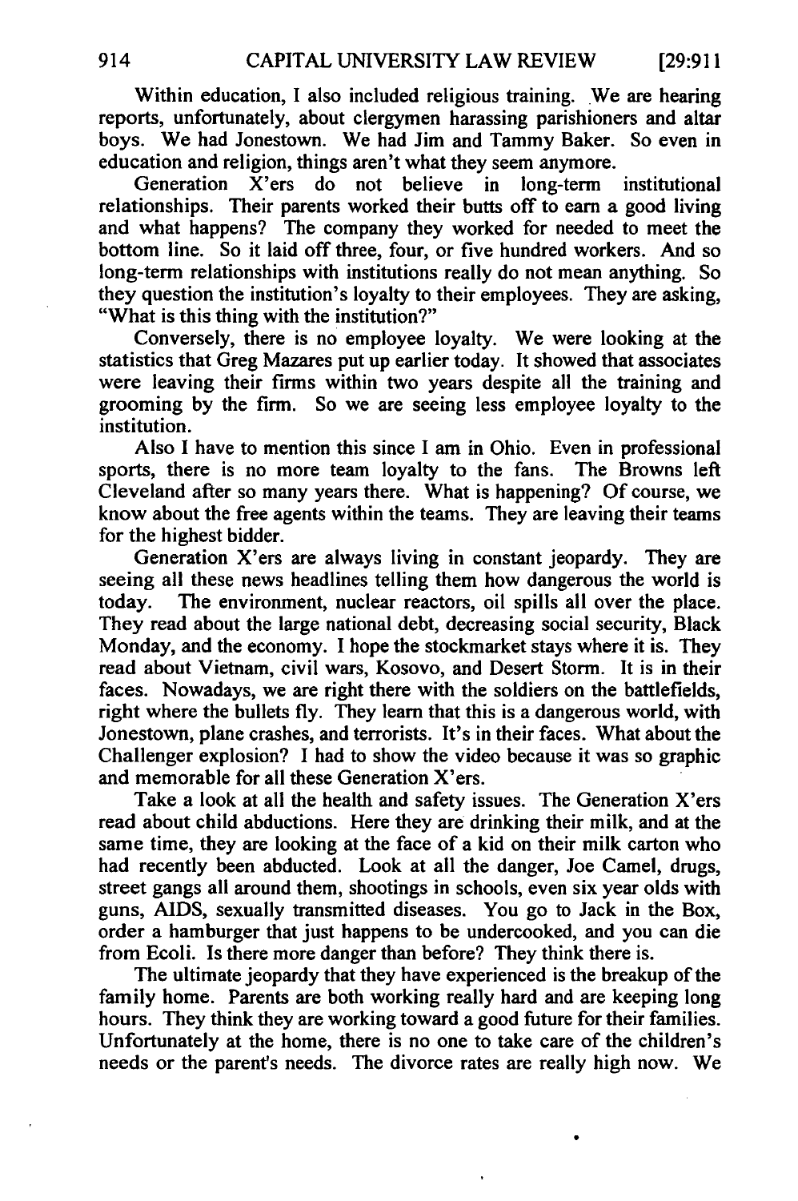Within education, I also included religious training. We are hearing reports, unfortunately, about clergymen harassing parishioners and altar boys. We had Jonestown. We had Jim and Tammy Baker. So even in education and religion, things aren't what they seem anymore.

Generation X'ers do not believe in long-term institutional relationships. Their parents worked their butts off to earn a good living and what happens? The company they worked for needed to meet the bottom line. So it laid off three, four, or five hundred workers. And so long-term relationships with institutions really do not mean anything. So they question the institution's loyalty to their employees. They are asking, "What is this thing with the institution?"

Conversely, there is no employee loyalty. We were looking at the statistics that Greg Mazares put up earlier today. It showed that associates were leaving their firms within two years despite all the training and grooming by the firm. So we are seeing less employee loyalty to the institution.

Also I have to mention this since I am in Ohio. Even in professional sports, there is no more team loyalty to the fans. The Browns left Cleveland after so many years there. What is happening? Of course, we know about the free agents within the teams. They are leaving their teams for the highest bidder.

Generation X'ers are always living in constant jeopardy. They are seeing all these news headlines telling them how dangerous the world is today. The environment, nuclear reactors, oil spills all over the place. They read about the large national debt, decreasing social security, Black Monday, and the economy. I hope the stockmarket stays where it is. They read about Vietnam, civil wars, Kosovo, and Desert Storm. It is in their faces. Nowadays, we are right there with the soldiers on the battlefields, right where the bullets fly. They learn that this is a dangerous world, with Jonestown, plane crashes, and terrorists. It's in their faces. What about the Challenger explosion? I had to show the video because it was so graphic and memorable for all these Generation X'ers.

Take a look at all the health and safety issues. The Generation X'ers read about child abductions. Here they are drinking their milk, and at the same time, they are looking at the face of a kid on their milk carton who had recently been abducted. Look at all the danger, Joe Camel, drugs, street gangs all around them, shootings in schools, even six year olds with guns, AIDS, sexually transmitted diseases. You go to Jack in the Box, order a hamburger that just happens to be undercooked, and you can die from Ecoli. Is there more danger than before? They think there is.

The ultimate jeopardy that they have experienced is the breakup of the family home. Parents are both working really hard and are keeping long hours. They think they are working toward a good future for their families. Unfortunately at the home, there is no one to take care of the children's needs or the parent's needs. The divorce rates are really high now. We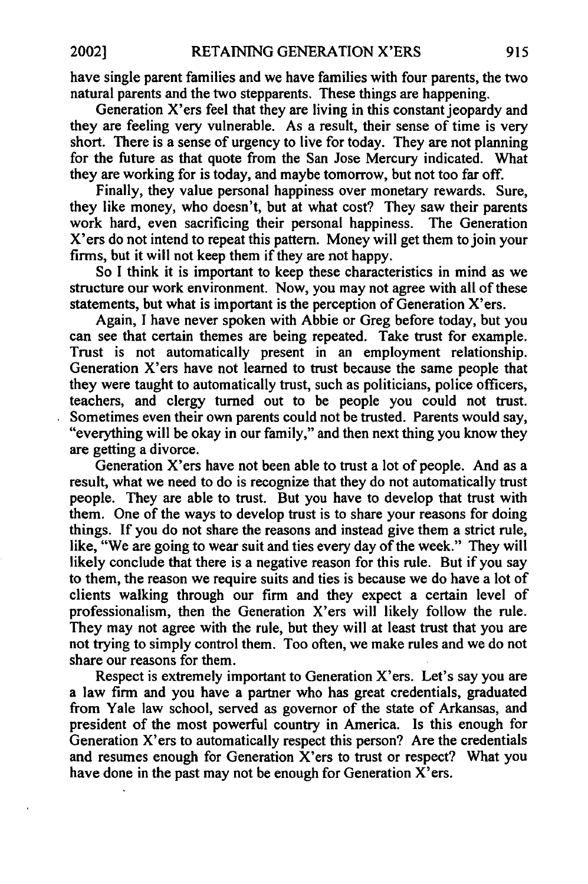have single parent families and we have families with four parents, the two natural parents and the two stepparents. These things are happening.

Generation X'ers feel that they are living in this constant jeopardy and they are feeling very vulnerable. As a result, their sense of time is very short. There is a sense of urgency to live for today. They are not planning for the future as that quote from the San Jose Mercury indicated. What they are working for is today, and maybe tomorrow, but not too far off.

Finally, they value personal happiness over monetary rewards. Sure, they like money, who doesn't, but at what cost? They saw their parents work hard, even sacrificing their personal happiness. The Generation X'ers do not intend to repeat this pattern. Money will get them to join your firms, but it will not keep them if they are not happy.

So I think it is important to keep these characteristics in mind as we structure our work environment. Now, you may not agree with all of these statements, but what is important is the perception of Generation X'ers.

Again, I have never spoken with Abbie or Greg before today, but you can see that certain themes are being repeated. Take trust for example. Trust is not automatically present in an employment relationship. Generation X'ers have not learned to trust because the same people that they were taught to automatically trust, such as politicians, police officers, teachers, and clergy turned out to be people you could not trust. Sometimes even their own parents could not be trusted. Parents would say, "everything will be okay in our family," and then next thing you know they are getting a divorce.

Generation X'ers have not been able to trust a lot of people. And as a result, what we need to do is recognize that they do not automatically trust people. They are able to trust. But you have to develop that trust with them. One of the ways to develop trust is to share your reasons for doing things. If you do not share the reasons and instead give them a strict rule, like, "We are going to wear suit and ties every day of the week." They will likely conclude that there is a negative reason for this rule. But if you say to them, the reason we require suits and ties is because we do have a lot of clients walking through our firm and they expect a certain level of professionalism, then the Generation X'ers will likely follow the rule. They may not agree with the rule, but they will at least trust that you are not trying to simply control them. Too often, we make rules and we do not share our reasons for them.

Respect is extremely important to Generation X'ers. Let's say you are a law firm and you have a partner who has great credentials, graduated from Yale law school, served as governor of the state of Arkansas, and president of the most powerful country in America. Is this enough for Generation X'ers to automatically respect this person? Are the credentials and resumes enough for Generation X'ers to trust or respect? What you have done in the past may not be enough for Generation X'ers.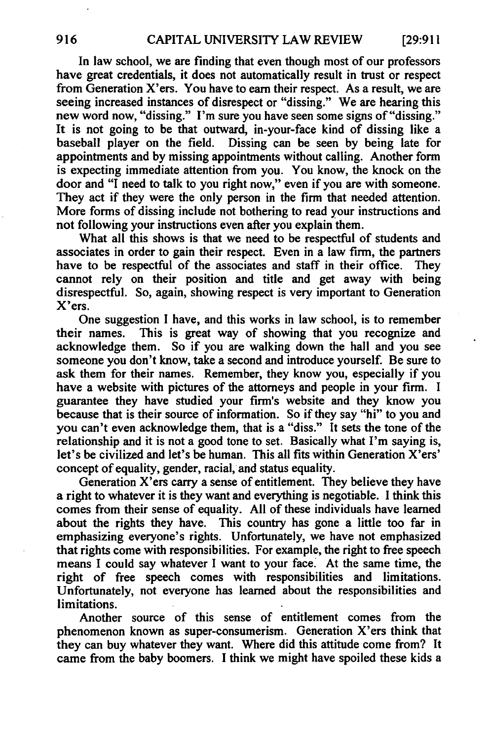In law school, we are finding that even though most of our professors have great credentials, it does not automatically result in trust or respect from Generation X'ers. You have to earn their respect. As a result, we are seeing increased instances of disrespect or "dissing." We are hearing this new word now, "dissing." I'm sure you have seen some signs of "dissing." It is not going to be that outward, in-your-face kind of dissing like a baseball player on the field. Dissing can be seen by being late for appointments and by missing appointments without calling. Another form is expecting immediate attention from you. You know, the knock on the door and "I need to talk to you right now," even if you are with someone. They act if they were the only person in the firm that needed attention. More forms of dissing include not bothering to read your instructions and not following your instructions even after you explain them.

What all this shows is that we need to be respectful of students and associates in order to gain their respect. Even in a law firm, the partners have to be respectful of the associates and staff in their office. They cannot rely on their position and title and get away with being disrespectful. So, again, showing respect is very important to Generation X'ers.

One suggestion I have, and this works in law school, is to remember their names. This is great way of showing that you recognize and acknowledge them. So if you are walking down the hall and you see someone you don't know, take a second and introduce yourself. Be sure to ask them for their names. Remember, they know you, especially if you have a website with pictures of the attorneys and people in your firm. I guarantee they have studied your firm's website and they know you because that is their source of information. So if they say "hi" to you and you can't even acknowledge them, that is a "diss." It sets the tone of the relationship and it is not a good tone to set. Basically what I'm saying is, let's be civilized and let's be human. This all fits within Generation X'ers' concept of equality, gender, racial, and status equality.

Generation X'ers carry a sense of entitlement. They believe they have a right to whatever it is they want and everything is negotiable. I think this comes from their sense of equality. All of these individuals have learned about the rights they have. This country has gone a little too far in emphasizing everyone's rights. Unfortunately, we have not emphasized that rights come with responsibilities. For example, the right to free speech means I could say whatever I want to your face. At the same time, the right of free speech comes with responsibilities and limitations. Unfortunately, not everyone has learned about the responsibilities and limitations.

Another source of this sense of entitlement comes from the phenomenon known as super-consumerism. Generation X'ers think that they can buy whatever they want. Where did this attitude come from? It came from the baby boomers. I think we might have spoiled these kids a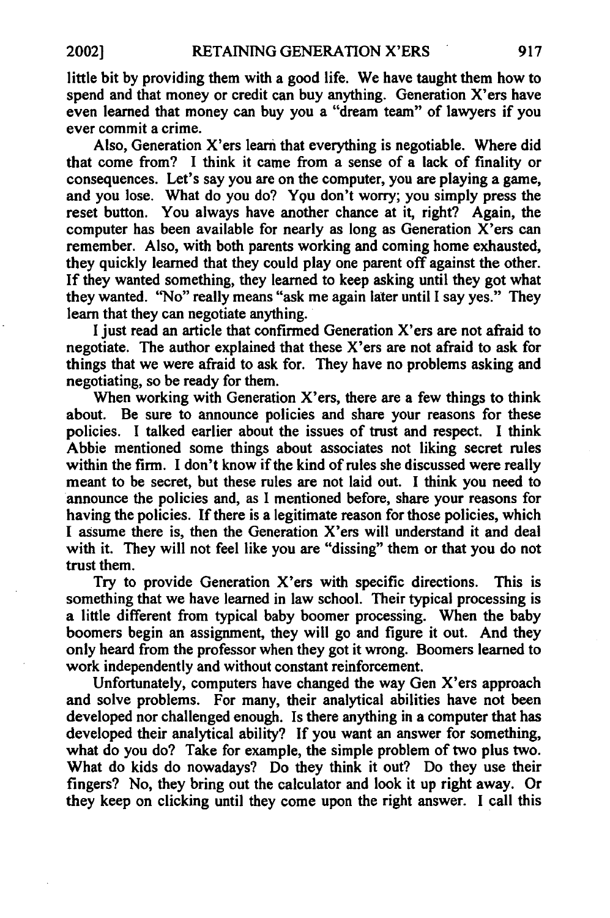little bit by providing them with a good life. We have taught them how to spend and that money or credit can buy anything. Generation X'ers have even learned that money can buy you a "dream team" of lawyers if you ever commit a crime.

Also, Generation X'ers learn that everything is negotiable. Where did that come from? I think it came from a sense of a lack of finality or consequences. Let's say you are on the computer, you are playing a game, and you lose. What do you do? You don't worry; you simply press the reset button. You always have another chance at it, right? Again, the computer has been available for nearly as long as Generation X'ers can remember. Also, with both parents working and coming home exhausted, they quickly learned that they could play one parent off against the other. If they wanted something, they learned to keep asking until they got what they wanted. "No" really means "ask me again later until I say yes." They learn that they can negotiate anything.

I just read an article that confirmed Generation X'ers are not afraid to negotiate. The author explained that these X'ers are not afraid to ask for things that we were afraid to ask for. They have no problems asking and negotiating, so be ready for them.

When working with Generation X'ers, there are a few things to think about. Be sure to announce policies and share your reasons for these policies. I talked earlier about the issues of trust and respect. I think Abbie mentioned some things about associates not liking secret rules within the firm. I don't know if the kind of rules she discussed were really meant to be secret, but these rules are not laid out. I think you need to announce the policies and, as I mentioned before, share your reasons for having the policies. If there is a legitimate reason for those policies, which I assume there is, then the Generation X'ers will understand it and deal with it. They will not feel like you are "dissing" them or that you do not trust them.

Try to provide Generation X'ers with specific directions. This is something that we have learned in law school. Their typical processing is a little different from typical baby boomer processing. When the baby boomers begin an assignment, they will go and figure it out. And they only heard from the professor when they got it wrong. Boomers learned to work independently and without constant reinforcement.

Unfortunately, computers have changed the way Gen X'ers approach and solve problems. For many, their analytical abilities have not been developed nor challenged enough. Is there anything in a computer that has developed their analytical ability? If you want an answer for something, what do you do? Take for example, the simple problem of two plus two. What do kids do nowadays? Do they think it out? Do they use their fingers? No, they bring out the calculator and look it up right away. Or they keep on clicking until they come upon the right answer. I call this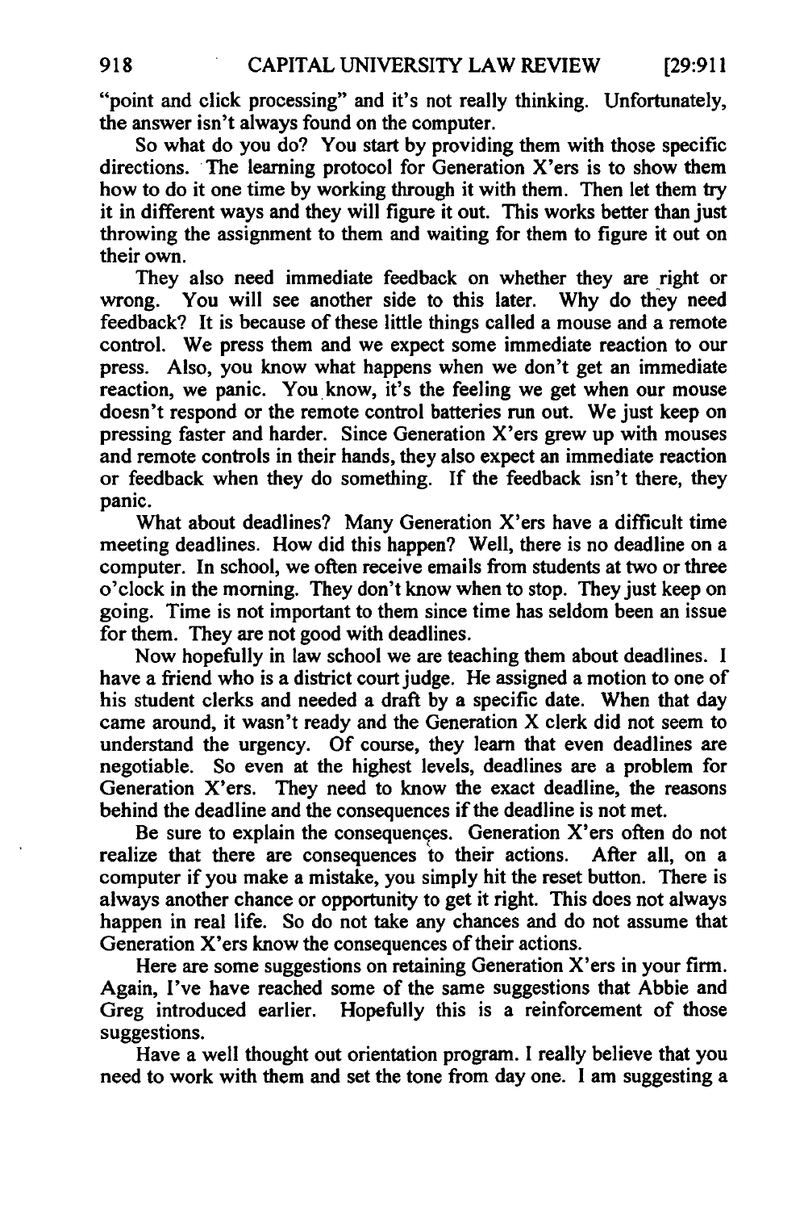"point and click processing" and it's not really thinking. Unfortunately, the answer isn't always found on the computer.

So what do you do? You start by providing them with those specific directions. The learning protocol for Generation X'ers is to show them how to do it one time by working through it with them. Then let them try it in different ways and they will figure it out. This works better than just throwing the assignment to them and waiting for them to figure it out on their own.

They also need immediate feedback on whether they are right or wrong. You will see another side to this later. Why do they need feedback? It is because of these little things called a mouse and a remote control. We press them and we expect some immediate reaction to our press. Also, you know what happens when we don't get an immediate reaction, we panic. You know, it's the feeling we get when our mouse doesn't respond or the remote control batteries run out. We just keep on pressing faster and harder. Since Generation X'ers grew up with mouses and remote controls in their hands, they also expect an immediate reaction or feedback when they do something. If the feedback isn't there, they panic.

What about deadlines? Many Generation X'ers have a difficult time meeting deadlines. How did this happen? Well, there is no deadline on a computer. In school, we often receive emails from students at two or three o'clock in the morning. They don't know when to stop. They just keep on going. Time is not important to them since time has seldom been an issue for them. They are not good with deadlines.

Now hopefully in law school we are teaching them about deadlines. I have a friend who is a district court judge. He assigned a motion to one of his student clerks and needed a draft by a specific date. When that day came around, it wasn't ready and the Generation X clerk did not seem to understand the urgency. Of course, they learn that even deadlines are negotiable. So even at the highest levels, deadlines are a problem for Generation X'ers. They need to know the exact deadline, the reasons behind the deadline and the consequences if the deadline is not met.

Be sure to explain the consequences. Generation X'ers often do not realize that there are consequences to their actions. After all, on a computer if you make a mistake, you simply hit the reset button. There is always another chance or opportunity to get it right. This does not always happen in real life. So do not take any chances and do not assume that Generation X'ers know the consequences of their actions.

Here are some suggestions on retaining Generation X'ers in your firm. Again, I've have reached some of the same suggestions that Abbie and Greg introduced earlier. Hopefully this is a reinforcement of those suggestions.

Have a well thought out orientation program. I really believe that you need to work with them and set the tone from day one. I am suggesting a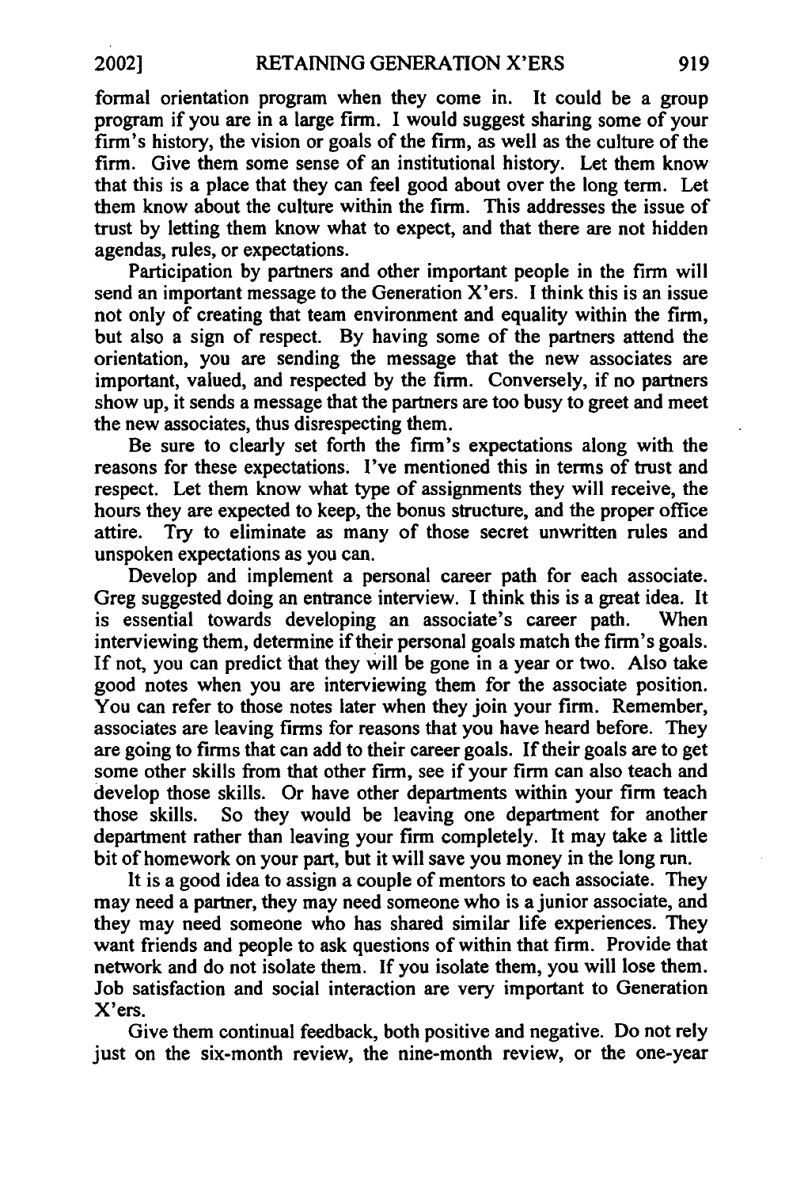formal orientation program when they come in. It could be a group program if you are in a large firm. I would suggest sharing some of your firm's history, the vision or goals of the firm, as well as the culture of the firm. Give them some sense of an institutional history. Let them know that this is a place that they can feel good about over the long term. Let them know about the culture within the firm. This addresses the issue of trust by letting them know what to expect, and that there are not hidden agendas, rules, or expectations.

Participation by partners and other important people in the firm will send an important message to the Generation X'ers. I think this is an issue not only of creating that team environment and equality within the firm, but also a sign of respect. By having some of the partners attend the orientation, you are sending the message that the new associates are important, valued, and respected by the firm. Conversely, if no partners show up, it sends a message that the partners are too busy to greet and meet the new associates, thus disrespecting them.

Be sure to clearly set forth the firm's expectations along with the reasons for these expectations. I've mentioned this in terms of trust and respect. Let them know what type of assignments they will receive, the hours they are expected to keep, the bonus structure, and the proper office attire. Try to eliminate as many of those secret unwritten rules and unspoken expectations as you can.

Develop and implement a personal career path for each associate. Greg suggested doing an entrance interview. I think this is a great idea. It is essential towards developing an associate's career path. When interviewing them, determine if their personal goals match the firm's goals. If not, you can predict that they will be gone in a year or two. Also take good notes when you are interviewing them for the associate position. You can refer to those notes later when they join your firm. Remember, associates are leaving firms for reasons that you have heard before. They are going to firms that can add to their career goals. If their goals are to get some other skills from that other firm, see if your firm can also teach and develop those skills. Or have other departments within your firm teach those skills. So they would be leaving one department for another department rather than leaving your firm completely. It may take a little bit of homework on your part, but it will save you money in the long run.

It is a good idea to assign a couple of mentors to each associate. They may need a partner, they may need someone who is a junior associate, and they may need someone who has shared similar life experiences. They want friends and people to ask questions of within that firm. Provide that network and do not isolate them. If you isolate them, you will lose them. Job satisfaction and social interaction are very important to Generation X'ers.

Give them continual feedback, both positive and negative. Do not rely just on the six-month review, the nine-month review, or the one-year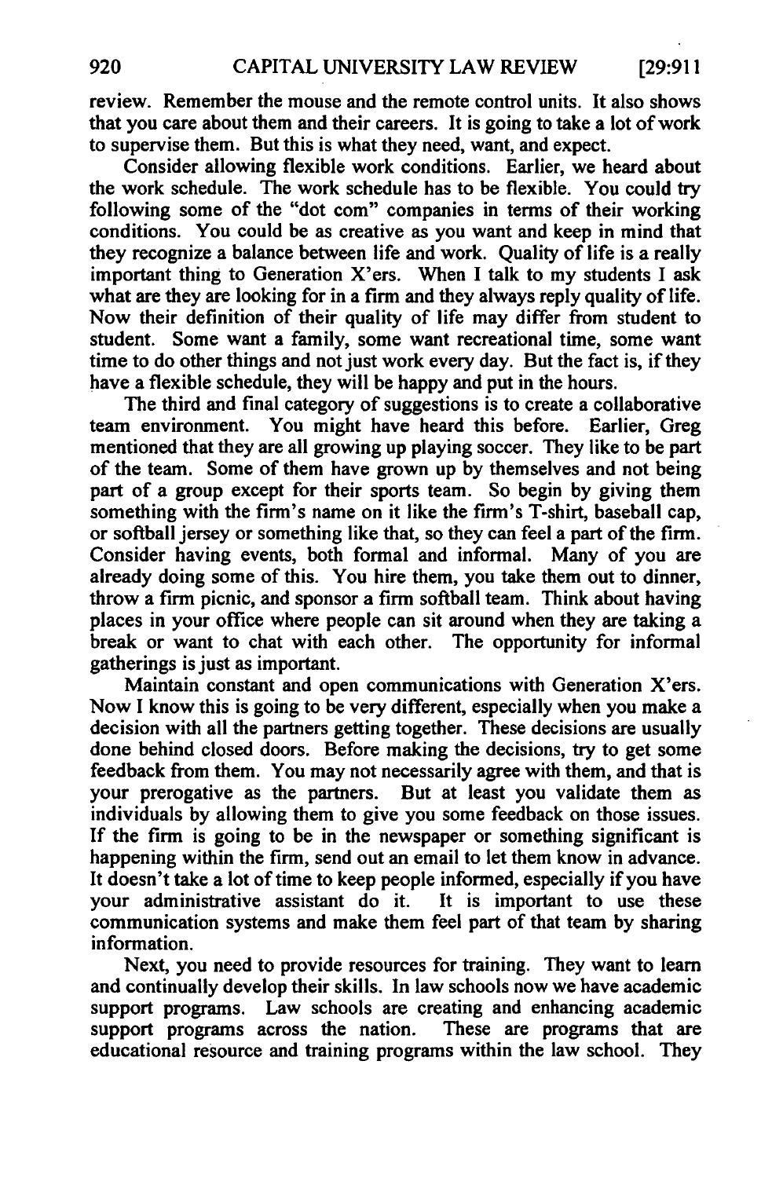review. Remember the mouse and the remote control units. It also shows that you care about them and their careers. It is going to take a lot of work to supervise them. But this is what they need, want, and expect.

Consider allowing flexible work conditions. Earlier, we heard about the work schedule. The work schedule has to be flexible. You could try following some of the "dot com" companies in terms of their working conditions. You could be as creative as you want and keep in mind that they recognize a balance between life and work. Quality of life is a really important thing to Generation X'ers. When I talk to my students I ask what are they are looking for in a firm and they always reply quality of life. Now their definition of their quality of life may differ from student to student. Some want a family, some want recreational time, some want time to do other things and not just work every day. But the fact is, if they have a flexible schedule, they will be happy and put in the hours.

The third and final category of suggestions is to create a collaborative team environment. You might have heard this before. Earlier, Greg mentioned that they are all growing up playing soccer. They like to be part of the team. Some of them have grown up by themselves and not being part of a group except for their sports team. So begin by giving them something with the firm's name on it like the firm's T-shirt, baseball cap, or softball jersey or something like that, so they can feel a part of the firm. Consider having events, both formal and informal. Many of you are already doing some of this. You hire them, you take them out to dinner, throw a firm picnic, and sponsor a firm softball team. Think about having places in your office where people can sit around when they are taking a break or want to chat with each other. The opportunity for informal gatherings is just as important.

Maintain constant and open communications with Generation X'ers. Now I know this is going to be very different, especially when you make a decision with all the partners getting together. These decisions are usually done behind closed doors. Before making the decisions, try to get some feedback from them. You may not necessarily agree with them, and that is your prerogative as the partners. But at least you validate them as individuals by allowing them to give you some feedback on those issues. If the firm is going to be in the newspaper or something significant is happening within the firm, send out an email to let them know in advance. It doesn't take a lot of time to keep people informed, especially if you have your administrative assistant do it. It is important to use these communication systems and make them feel part of that team by sharing information.

Next, you need to provide resources for training. They want to learn and continually develop their skills. In law schools now we have academic support programs. Law schools are creating and enhancing academic support programs across the nation. These are programs that are educational resource and training programs within the law school. They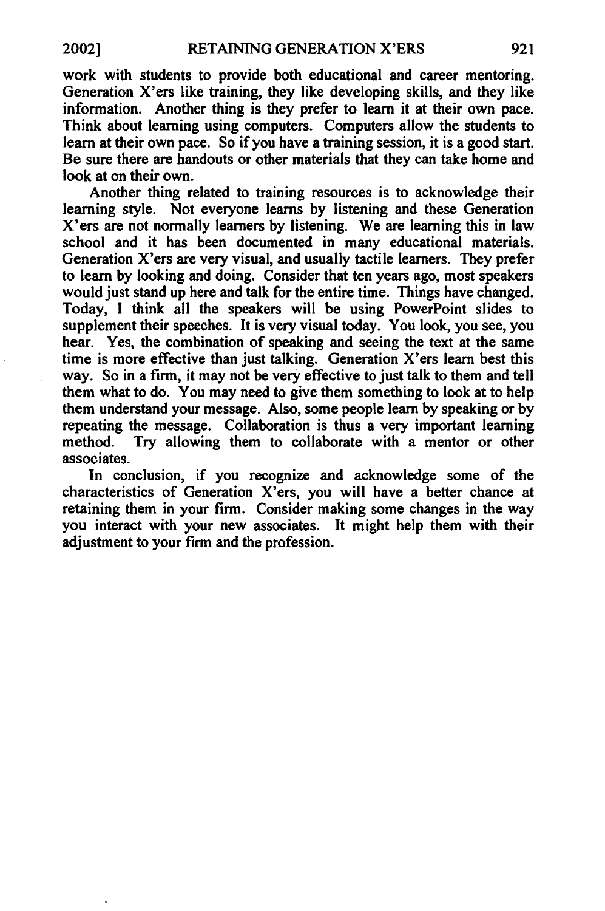work with students to provide both educational and career mentoring. Generation X'ers like training, they like developing skills, and they like information. Another thing is they prefer to learn it at their own pace. Think about learning using computers. Computers allow the students to learn at their own pace. So if you have a training session, it is a good start. Be sure there are handouts or other materials that they can take home and look at on their own.

Another thing related to training resources is to acknowledge their learning style. Not everyone learns by listening and these Generation X'ers are not normally learners by listening. We are learning this in law school and it has been documented in many educational materials. Generation X'ers are very visual, and usually tactile learners. They prefer to learn by looking and doing. Consider that ten years ago, most speakers would just stand up here and talk for the entire time. Things have changed. Today, I think all the speakers will be using PowerPoint slides to supplement their speeches. It is very visual today. You look, you see, you hear. Yes, the combination of speaking and seeing the text at the same time is more effective than just talking. Generation X'ers learn best this way. So in a firm, it may not be very effective to just talk to them and tell them what to do. You may need to give them something to look at to help them understand your message. Also, some people learn by speaking or by repeating the message. Collaboration is thus a very important learning method. Try allowing them to collaborate with a mentor or other associates.

In conclusion, if you recognize and acknowledge some of the characteristics of Generation X'ers, you will have a better chance at retaining them in your firm. Consider making some changes in the way you interact with your new associates. It might help them with their adjustment to your firm and the profession.